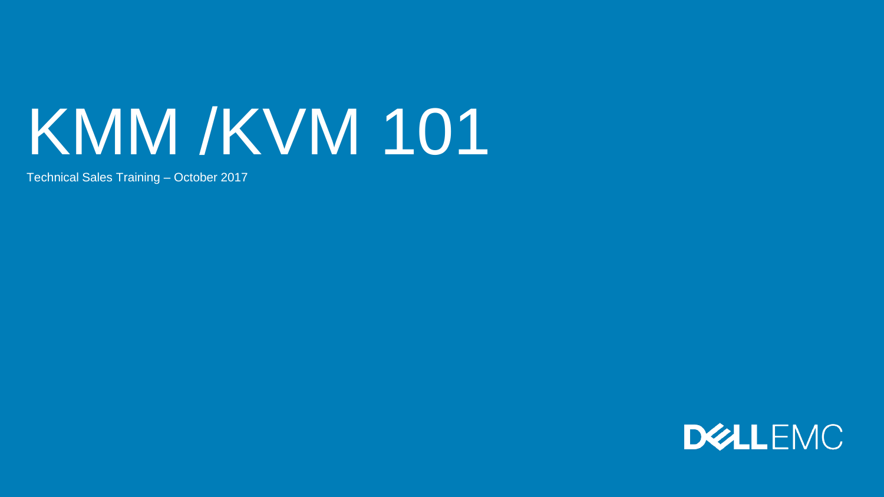# KMM /KVM 101

Technical Sales Training – October 2017

DELL EMC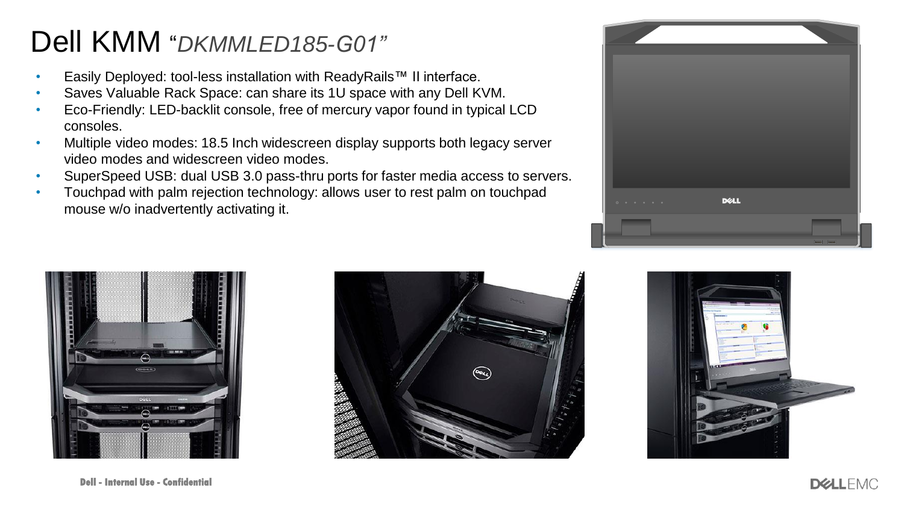# Dell KMM *"DKMMLED185-G01"*

- Easily Deployed: tool-less installation with ReadyRails™ II interface.
- Saves Valuable Rack Space: can share its 1U space with any Dell KVM.
- Eco-Friendly: LED-backlit console, free of mercury vapor found in typical LCD consoles.
- Multiple video modes: 18.5 Inch widescreen display supports both legacy server video modes and widescreen video modes.
- SuperSpeed USB: dual USB 3.0 pass-thru ports for faster media access to servers.
- Touchpad with palm rejection technology: allows user to rest palm on touchpad mouse w/o inadvertently activating it.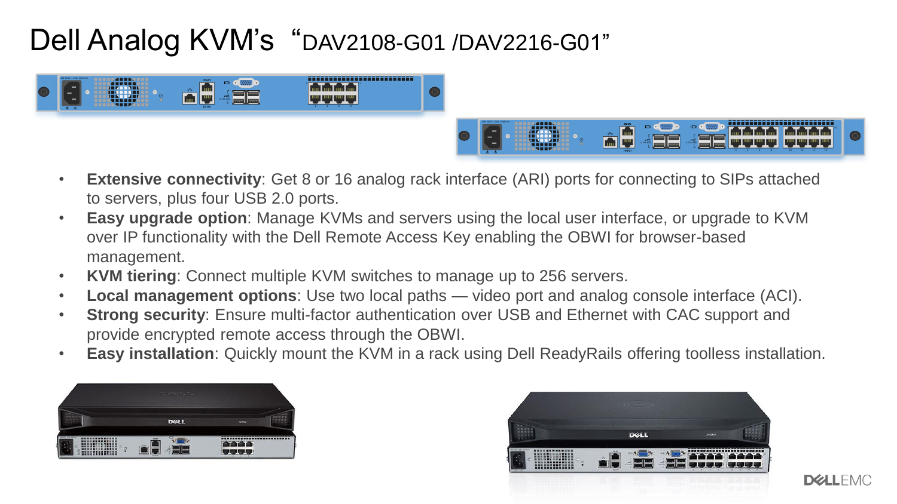# Dell Analog KVM's "DAV2108-G01 /DAV2216-G01"

- **Extensive connectivity**: Get 8 or 16 analog rack interface (ARI) ports for connecting to SIPs attached to servers, plus four USB 2.0 ports.
- **Easy upgrade option**: Manage KVMs and servers using the local user interface, or upgrade to KVM over IP functionality with the Dell Remote Access Key enabling the OBWI for browser-based management.
- **KVM tiering**: Connect multiple KVM switches to manage up to 256 servers.
- **Local management options**: Use two local paths — video port and analog console interface (ACI).
- **Strong security**: Ensure multi-factor authentication over USB and Ethernet with CAC support and provide encrypted remote access through the OBWI.
- **Easy installation**: Quickly mount the KVM in a rack using Dell ReadyRails offering toolless installation.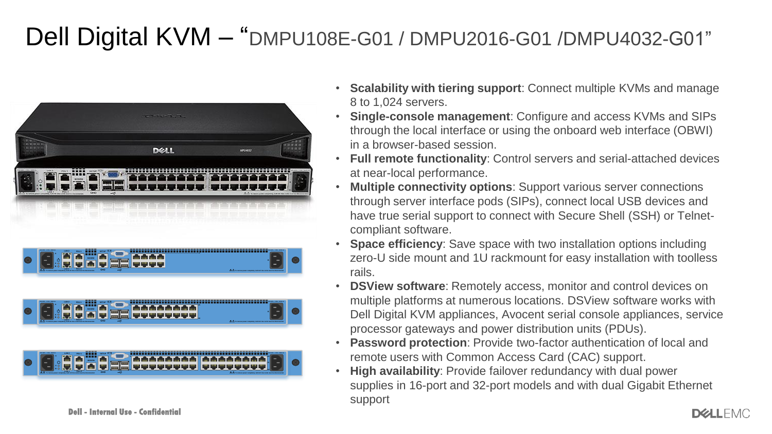# Dell Digital KVM – "DMPU108E-G01 / DMPU2016-G01 /DMPU4032-G01"

- **Scalability with tiering support**: Connect multiple KVMs and manage 8 to 1,024 servers.
- **Single-console management**: Configure and access KVMs and SIPs through the local interface or using the onboard web interface (OBWI) in a browser-based session.
- **Full remote functionality**: Control servers and serial-attached devices at near-local performance.
- **Multiple connectivity options**: Support various server connections through server interface pods (SIPs), connect local USB devices and have true serial support to connect with Secure Shell (SSH) or Telnet-compliant software.
- **Space efficiency**: Save space with two installation options including zero-U side mount and 1U rackmount for easy installation with toolless rails.
- **DSView software**: Remotely access, monitor and control devices on multiple platforms at numerous locations. DSView software works with Dell Digital KVM appliances, Avocent serial console appliances, service processor gateways and power distribution units (PDUs).
- **Password protection**: Provide two-factor authentication of local and remote users with Common Access Card (CAC) support.
- **High availability**: Provide failover redundancy with dual power supplies in 16-port and 32-port models and with dual Gigabit Ethernet support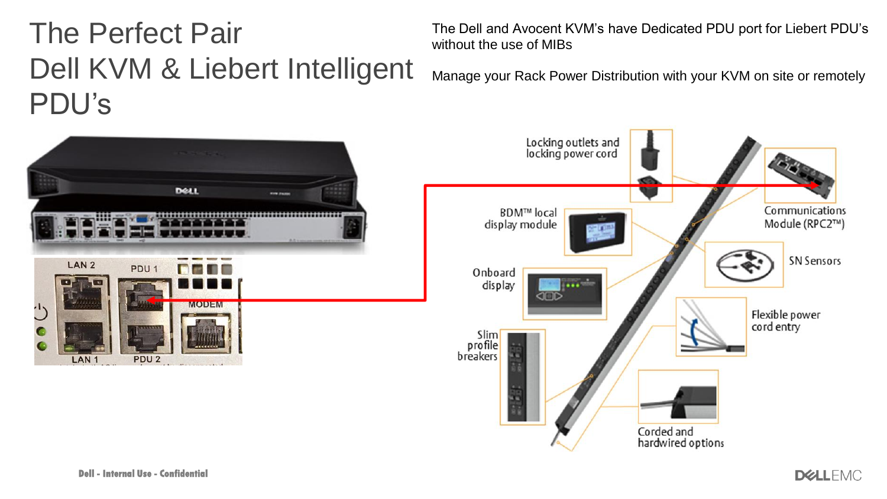# The Perfect Pair
# Dell KVM & Liebert Intelligent PDU's

The Dell and Avocent KVM's have Dedicated PDU port for Liebert PDU's without the use of MIBs

Manage your Rack Power Distribution with your KVM on site or remotely

LAN 2
PDU 1
MODEM
LAN 1
PDU 2

Locking outlets and locking power cord

BDM™ local display module

Onboard display

Slim profile breakers

Communications Module (RPC2™)

SN Sensors

Flexible power cord entry

Corded and hardwired options

Dell - Internal Use - Confidential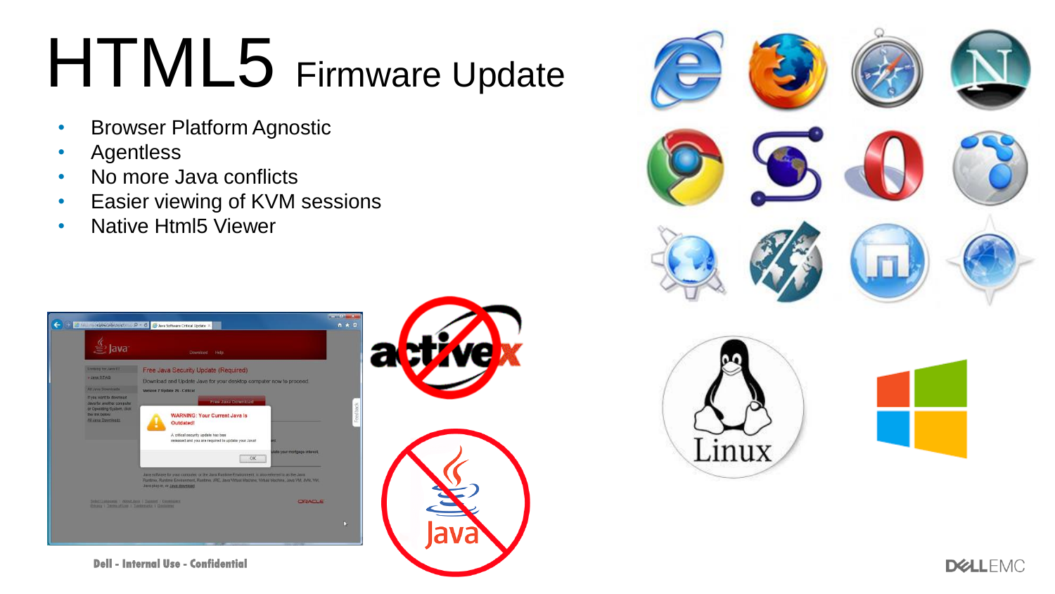# HTML5 Firmware Update

- Browser Platform Agnostic
- Agentless
- No more Java conflicts
- Easier viewing of KVM sessions
- Native Html5 Viewer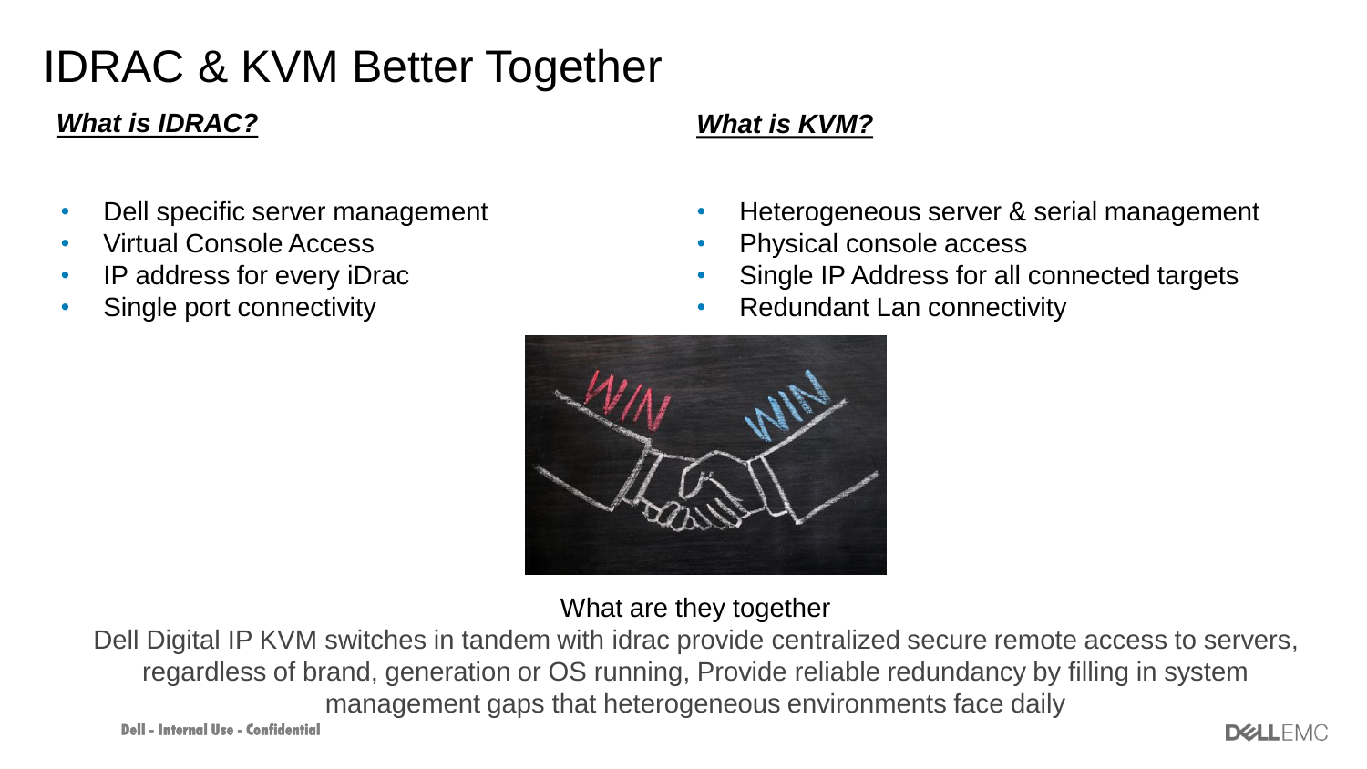# IDRAC & KVM Better Together

***What is IDRAC?***

- Dell specific server management
- Virtual Console Access
- IP address for every iDrac
- Single port connectivity

***What is KVM?***

- Heterogeneous server & serial management
- Physical console access
- Single IP Address for all connected targets
- Redundant Lan connectivity

What are they together

Dell Digital IP KVM switches in tandem with idrac provide centralized secure remote access to servers, regardless of brand, generation or OS running, Provide reliable redundancy by filling in system management gaps that heterogeneous environments face daily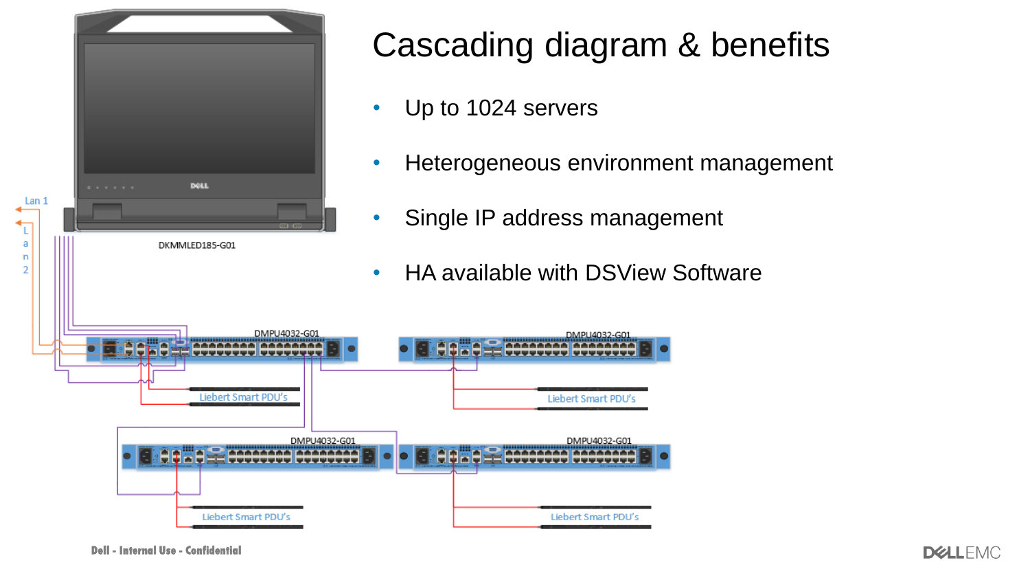# Cascading diagram & benefits

- Up to 1024 servers
- Heterogeneous environment management
- Single IP address management
- HA available with DSView Software

Lan 1

Lan 2

DKMMLED185-G01

DMPU4032-G01

DMPU4032-G01

DMPU4032-G01

DMPU4032-G01

Liebert Smart PDU's

Liebert Smart PDU's

Liebert Smart PDU's

Liebert Smart PDU's

Dell - Internal Use - Confidential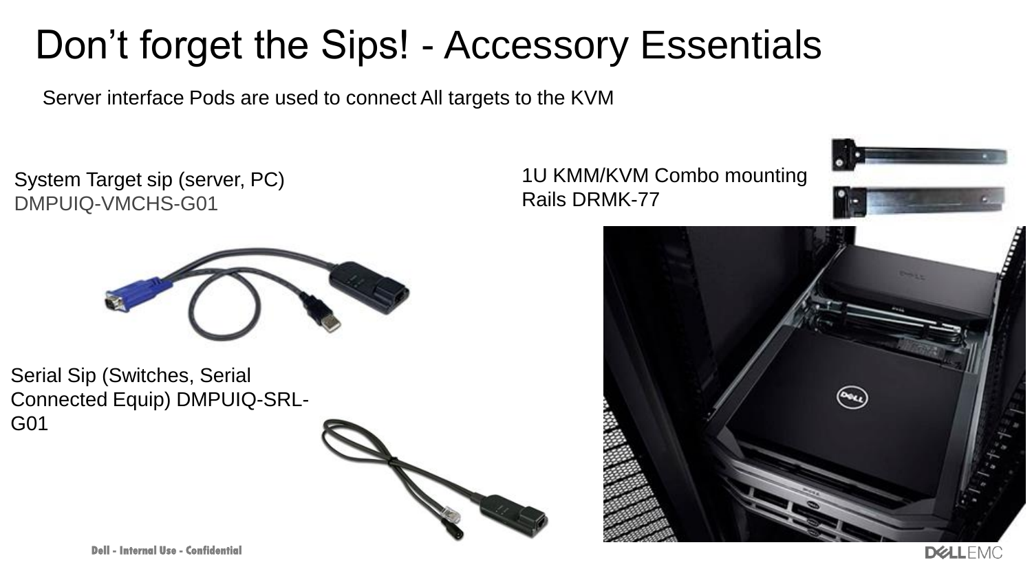# Don’t forget the Sips! - Accessory Essentials

Server interface Pods are used to connect All targets to the KVM

System Target sip (server, PC)
DMPUIQ-VMCHS-G01

1U KMM/KVM Combo mounting Rails DRMK-77

Serial Sip (Switches, Serial Connected Equip) DMPUIQ-SRL-G01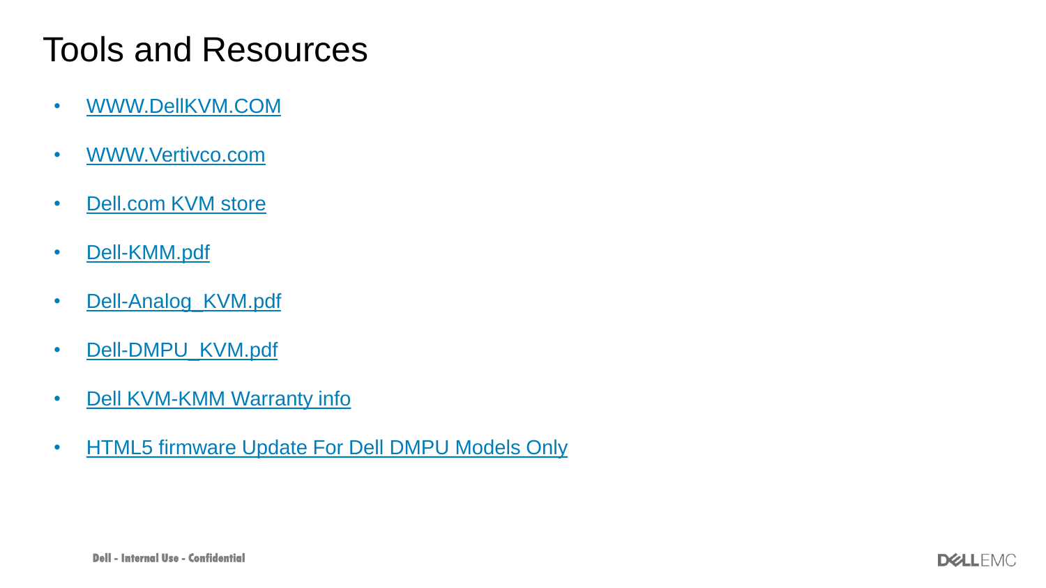# Tools and Resources

- WWW.DellKVM.COM
- WWW.Vertivco.com
- Dell.com KVM store
- Dell-KMM.pdf
- Dell-Analog_KVM.pdf
- Dell-DMPU_KVM.pdf
- Dell KVM-KMM Warranty info
- HTML5 firmware Update For Dell DMPU Models Only